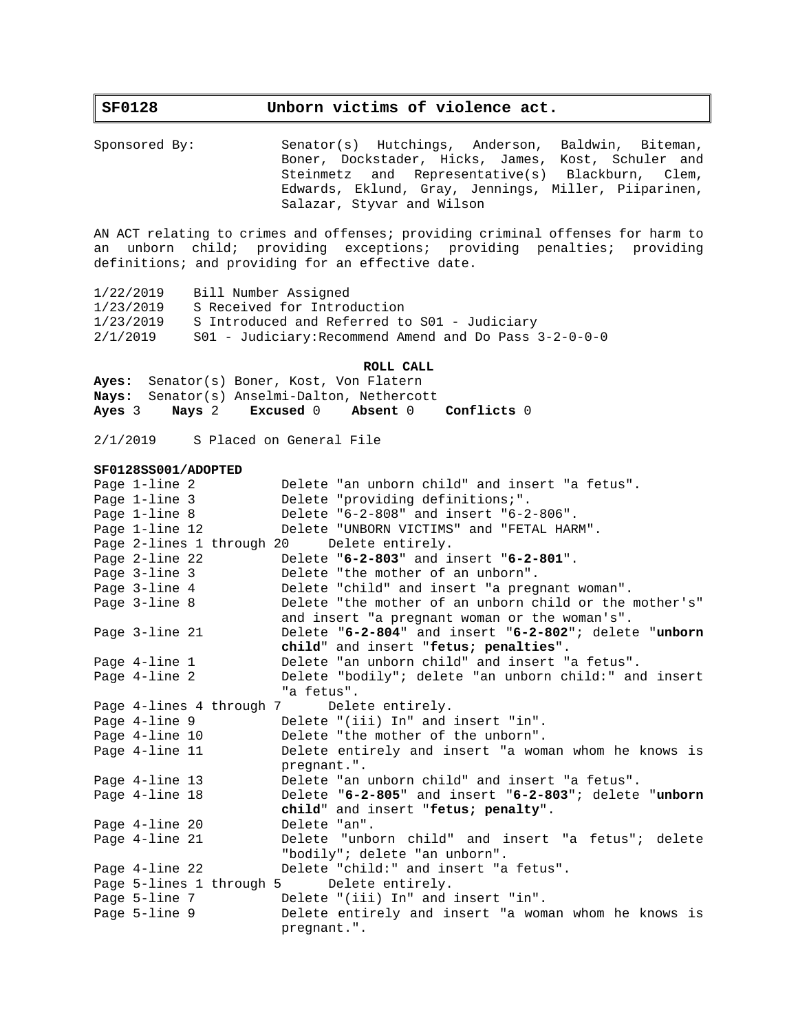# SF0128 Unborn victims of violence act.

| | |
|---|---|
| Sponsored By: | Senator(s) Hutchings, Anderson, Baldwin, Biteman, Boner, Dockstader, Hicks, James, Kost, Schuler and Steinmetz and Representative(s) Blackburn, Clem, Edwards, Eklund, Gray, Jennings, Miller, Piiparinen, Salazar, Styvar and Wilson |

AN ACT relating to crimes and offenses; providing criminal offenses for harm to an unborn child; providing exceptions; providing penalties; providing definitions; and providing for an effective date.

| | |
|---|---|
| 1/22/2019 | Bill Number Assigned |
| 1/23/2019 | S Received for Introduction |
| 1/23/2019 | S Introduced and Referred to S01 - Judiciary |
| 2/1/2019 | S01 - Judiciary:Recommend Amend and Do Pass 3-2-0-0-0 |

**ROLL CALL**

**Ayes:** Senator(s) Boner, Kost, Von Flatern
**Nays:** Senator(s) Anselmi-Dalton, Nethercott
**Ayes** 3 **Nays** 2 **Excused** 0 **Absent** 0 **Conflicts** 0

2/1/2019 S Placed on General File

**SF0128SS001/ADOPTED**

| | |
|---|---|
| Page 1-line 2 | Delete "an unborn child" and insert "a fetus". |
| Page 1-line 3 | Delete "providing definitions;". |
| Page 1-line 8 | Delete "6-2-808" and insert "6-2-806". |
| Page 1-line 12 | Delete "UNBORN VICTIMS" and "FETAL HARM". |
| Page 2-lines 1 through 20 | Delete entirely. |
| Page 2-line 22 | Delete "**6-2-803**" and insert "**6-2-801**". |
| Page 3-line 3 | Delete "the mother of an unborn". |
| Page 3-line 4 | Delete "child" and insert "a pregnant woman". |
| Page 3-line 8 | Delete "the mother of an unborn child or the mother's" and insert "a pregnant woman or the woman's". |
| Page 3-line 21 | Delete "**6-2-804**" and insert "**6-2-802**"; delete "**unborn child**" and insert "**fetus; penalties**". |
| Page 4-line 1 | Delete "an unborn child" and insert "a fetus". |
| Page 4-line 2 | Delete "bodily"; delete "an unborn child:" and insert "a fetus". |
| Page 4-lines 4 through 7 | Delete entirely. |
| Page 4-line 9 | Delete "(iii) In" and insert "in". |
| Page 4-line 10 | Delete "the mother of the unborn". |
| Page 4-line 11 | Delete entirely and insert "a woman whom he knows is pregnant.". |
| Page 4-line 13 | Delete "an unborn child" and insert "a fetus". |
| Page 4-line 18 | Delete "**6-2-805**" and insert "**6-2-803**"; delete "**unborn child**" and insert "**fetus; penalty**". |
| Page 4-line 20 | Delete "an". |
| Page 4-line 21 | Delete "unborn child" and insert "a fetus"; delete "bodily"; delete "an unborn". |
| Page 4-line 22 | Delete "child:" and insert "a fetus". |
| Page 5-lines 1 through 5 | Delete entirely. |
| Page 5-line 7 | Delete "(iii) In" and insert "in". |
| Page 5-line 9 | Delete entirely and insert "a woman whom he knows is pregnant.". |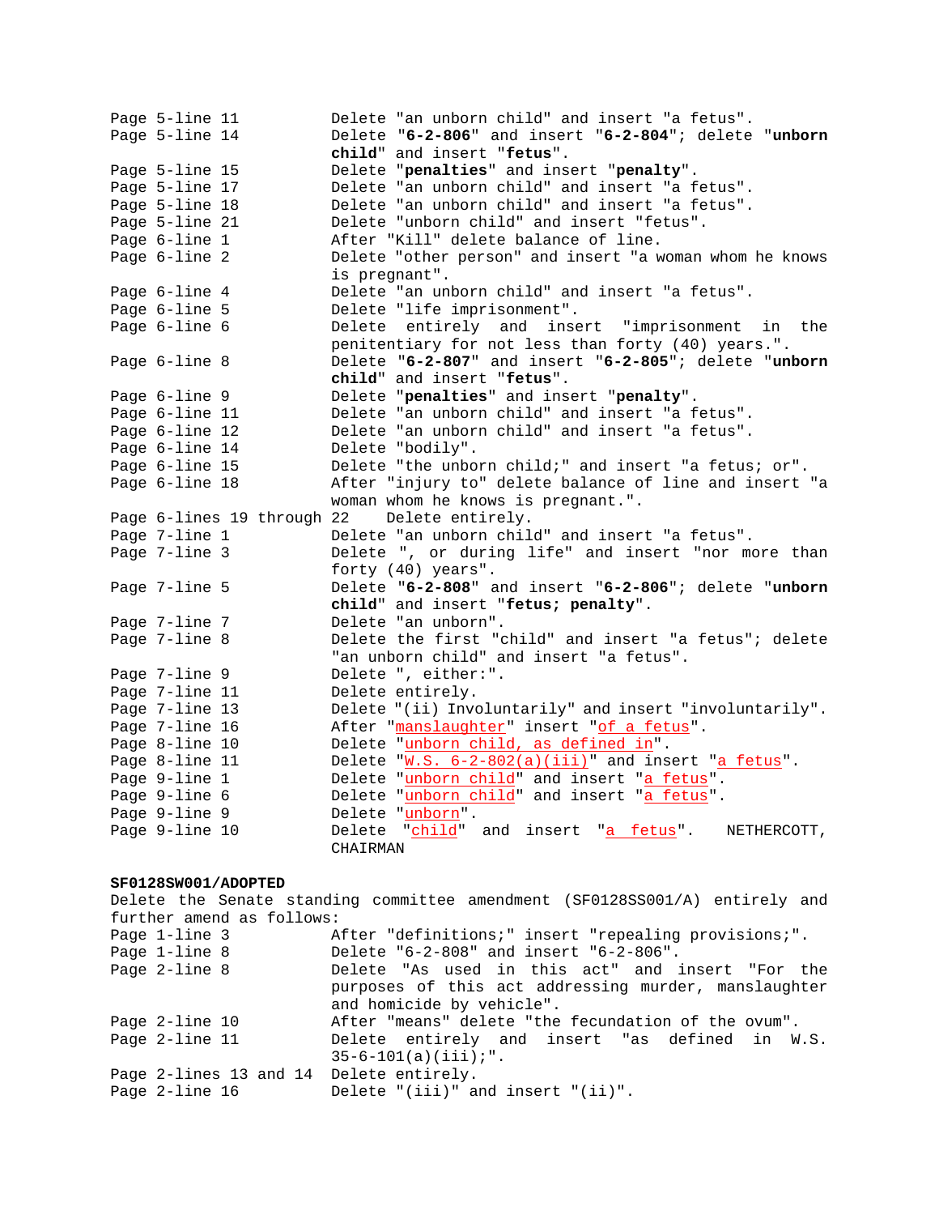| | |
|---|---|
| Page 5-line 11 | Delete "an unborn child" and insert "a fetus". |
| Page 5-line 14 | Delete "**6-2-806**" and insert "**6-2-804**"; delete "**unborn child**" and insert "**fetus**". |
| Page 5-line 15 | Delete "**penalties**" and insert "**penalty**". |
| Page 5-line 17 | Delete "an unborn child" and insert "a fetus". |
| Page 5-line 18 | Delete "an unborn child" and insert "a fetus". |
| Page 5-line 21 | Delete "unborn child" and insert "fetus". |
| Page 6-line 1 | After "Kill" delete balance of line. |
| Page 6-line 2 | Delete "other person" and insert "a woman whom he knows is pregnant". |
| Page 6-line 4 | Delete "an unborn child" and insert "a fetus". |
| Page 6-line 5 | Delete "life imprisonment". |
| Page 6-line 6 | Delete entirely and insert "imprisonment in the penitentiary for not less than forty (40) years.". |
| Page 6-line 8 | Delete "**6-2-807**" and insert "**6-2-805**"; delete "**unborn child**" and insert "**fetus**". |
| Page 6-line 9 | Delete "**penalties**" and insert "**penalty**". |
| Page 6-line 11 | Delete "an unborn child" and insert "a fetus". |
| Page 6-line 12 | Delete "an unborn child" and insert "a fetus". |
| Page 6-line 14 | Delete "bodily". |
| Page 6-line 15 | Delete "the unborn child;" and insert "a fetus; or". |
| Page 6-line 18 | After "injury to" delete balance of line and insert "a woman whom he knows is pregnant.". |
| Page 6-lines 19 through 22 | Delete entirely. |
| Page 7-line 1 | Delete "an unborn child" and insert "a fetus". |
| Page 7-line 3 | Delete ", or during life" and insert "nor more than forty (40) years". |
| Page 7-line 5 | Delete "**6-2-808**" and insert "**6-2-806**"; delete "**unborn child**" and insert "**fetus; penalty**". |
| Page 7-line 7 | Delete "an unborn". |
| Page 7-line 8 | Delete the first "child" and insert "a fetus"; delete "an unborn child" and insert "a fetus". |
| Page 7-line 9 | Delete ", either:". |
| Page 7-line 11 | Delete entirely. |
| Page 7-line 13 | Delete "(ii) Involuntarily" and insert "involuntarily". |
| Page 7-line 16 | After "manslaughter" insert "of a fetus". |
| Page 8-line 10 | Delete "unborn child, as defined in". |
| Page 8-line 11 | Delete "W.S. 6-2-802(a)(iii)" and insert "a fetus". |
| Page 9-line 1 | Delete "unborn child" and insert "a fetus". |
| Page 9-line 6 | Delete "unborn child" and insert "a fetus". |
| Page 9-line 9 | Delete "unborn". |
| Page 9-line 10 | Delete "child" and insert "a fetus". NETHERCOTT, CHAIRMAN |

**SF0128SW001/ADOPTED**

Delete the Senate standing committee amendment (SF0128SS001/A) entirely and further amend as follows:

| | |
|---|---|
| Page 1-line 3 | After "definitions;" insert "repealing provisions;". |
| Page 1-line 8 | Delete "6-2-808" and insert "6-2-806". |
| Page 2-line 8 | Delete "As used in this act" and insert "For the purposes of this act addressing murder, manslaughter and homicide by vehicle". |
| Page 2-line 10 | After "means" delete "the fecundation of the ovum". |
| Page 2-line 11 | Delete entirely and insert "as defined in W.S. 35-6-101(a)(iii);". |
| Page 2-lines 13 and 14 | Delete entirely. |
| Page 2-line 16 | Delete "(iii)" and insert "(ii)". |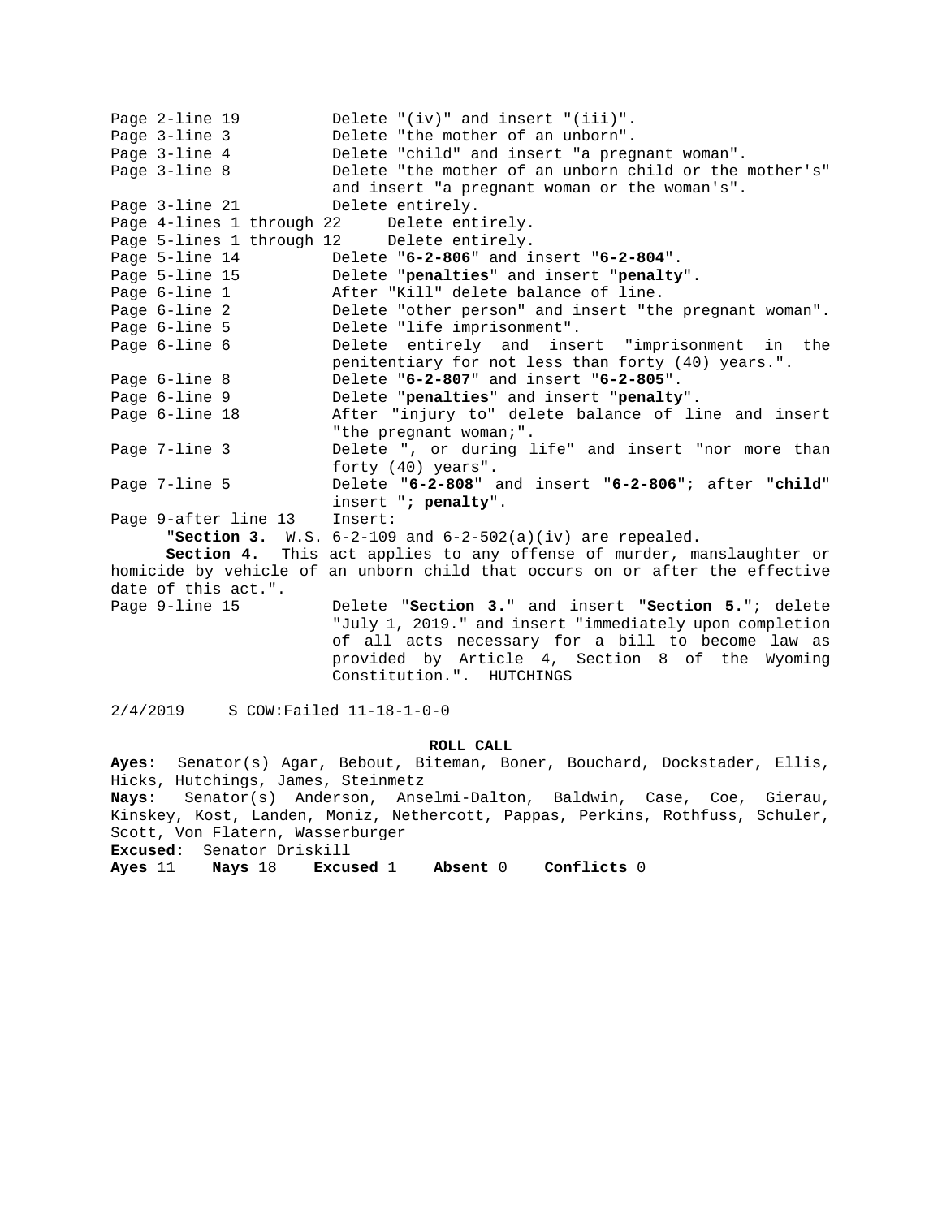Page 2-line 19 Delete "(iv)" and insert "(iii)".
Page 3-line 3 Delete "the mother of an unborn".
Page 3-line 4 Delete "child" and insert "a pregnant woman".
Page 3-line 8 Delete "the mother of an unborn child or the mother's" and insert "a pregnant woman or the woman's".
Page 3-line 21 Delete entirely.
Page 4-lines 1 through 22 Delete entirely.
Page 5-lines 1 through 12 Delete entirely.
Page 5-line 14 Delete "**6-2-806**" and insert "**6-2-804**".
Page 5-line 15 Delete "**penalties**" and insert "**penalty**".
Page 6-line 1 After "Kill" delete balance of line.
Page 6-line 2 Delete "other person" and insert "the pregnant woman".
Page 6-line 5 Delete "life imprisonment".
Page 6-line 6 Delete entirely and insert "imprisonment in the penitentiary for not less than forty (40) years.".
Page 6-line 8 Delete "**6-2-807**" and insert "**6-2-805**".
Page 6-line 9 Delete "**penalties**" and insert "**penalty**".
Page 6-line 18 After "injury to" delete balance of line and insert "the pregnant woman;".
Page 7-line 3 Delete ", or during life" and insert "nor more than forty (40) years".
Page 7-line 5 Delete "**6-2-808**" and insert "**6-2-806**"; after "**child**" insert "**; penalty**".
Page 9-after line 13 Insert:

"**Section 3.** W.S. 6-2-109 and 6-2-502(a)(iv) are repealed.

**Section 4.** This act applies to any offense of murder, manslaughter or homicide by vehicle of an unborn child that occurs on or after the effective date of this act.".

Page 9-line 15 Delete "**Section 3.**" and insert "**Section 5.**"; delete "July 1, 2019." and insert "immediately upon completion of all acts necessary for a bill to become law as provided by Article 4, Section 8 of the Wyoming Constitution.". HUTCHINGS

2/4/2019 S COW:Failed 11-18-1-0-0

**ROLL CALL**

**Ayes:** Senator(s) Agar, Bebout, Biteman, Boner, Bouchard, Dockstader, Ellis, Hicks, Hutchings, James, Steinmetz
**Nays:** Senator(s) Anderson, Anselmi-Dalton, Baldwin, Case, Coe, Gierau, Kinskey, Kost, Landen, Moniz, Nethercott, Pappas, Perkins, Rothfuss, Schuler, Scott, Von Flatern, Wasserburger
**Excused:** Senator Driskill
**Ayes** 11 **Nays** 18 **Excused** 1 **Absent** 0 **Conflicts** 0